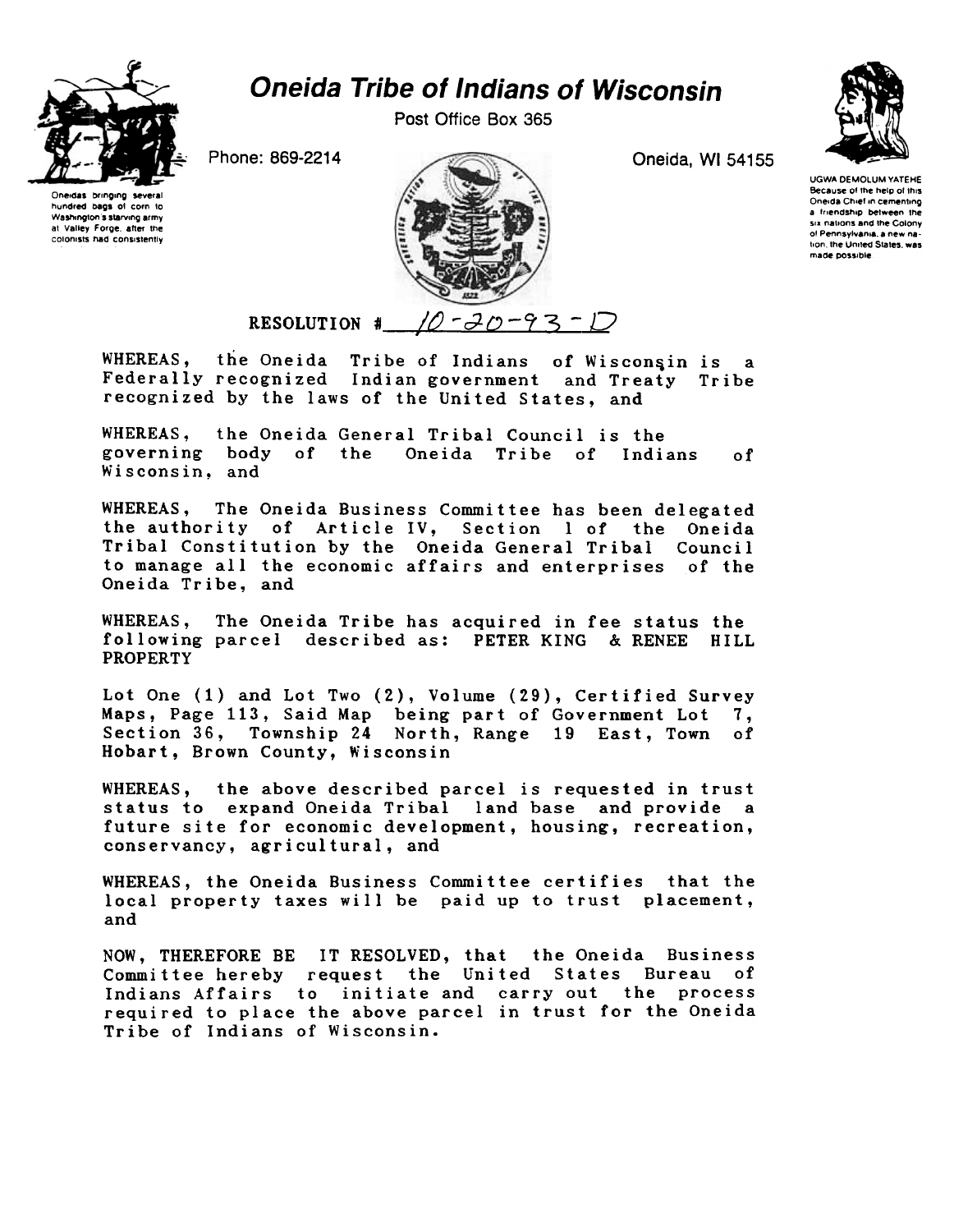# Oneida Tribe of Indians of Wisconsin

Post Office Box 365

Phone: 869-2214

Oneida, WI 54155

Oneidas bringing several hundred bags of corn to Washington's starving army at Valley Forge, after the colonists had consistently

UGWA DEMOLUM YATEHE Because of the help of this Oneida Chief in cementing a friendship between the six nations and the Colony of Pennsylvania, a new nation, the United States, was made possible

RESOLUTION # 10-20-93-D

WHEREAS, the Oneida Tribe of Indians of Wisconsin is a Federally recognized Indian government and Treaty Tribe recognized by the laws of the United States, and

WHEREAS, the Oneida General Tribal Council is the governing body of the Oneida Tribe of Indians of Wisconsin, and

WHEREAS, The Oneida Business Committee has been delegated the authority of Article IV, Section 1 of the Oneida Tribal Constitution by the Oneida General Tribal Council to manage all the economic affairs and enterprises of the Oneida Tribe, and

WHEREAS, The Oneida Tribe has acquired in fee status the following parcel described as: PETER KING & RENEE HILL PROPERTY

Lot One (1) and Lot Two (2), Volume (29), Certified Survey Maps, Page 113, Said Map being part of Government Lot 7, Section 36, Township 24 North, Range 19 East, Town of Hobart, Brown County, Wisconsin

WHEREAS, the above described parcel is requested in trust status to expand Oneida Tribal land base and provide a future site for economic development, housing, recreation, conservancy, agricultural, and

WHEREAS, the Oneida Business Committee certifies that the local property taxes will be paid up to trust placement, and

NOW, THEREFORE BE IT RESOLVED, that the Oneida Business Committee hereby request the United States Bureau of Indians Affairs to initiate and carry out the process required to place the above parcel in trust for the Oneida Tribe of Indians of Wisconsin.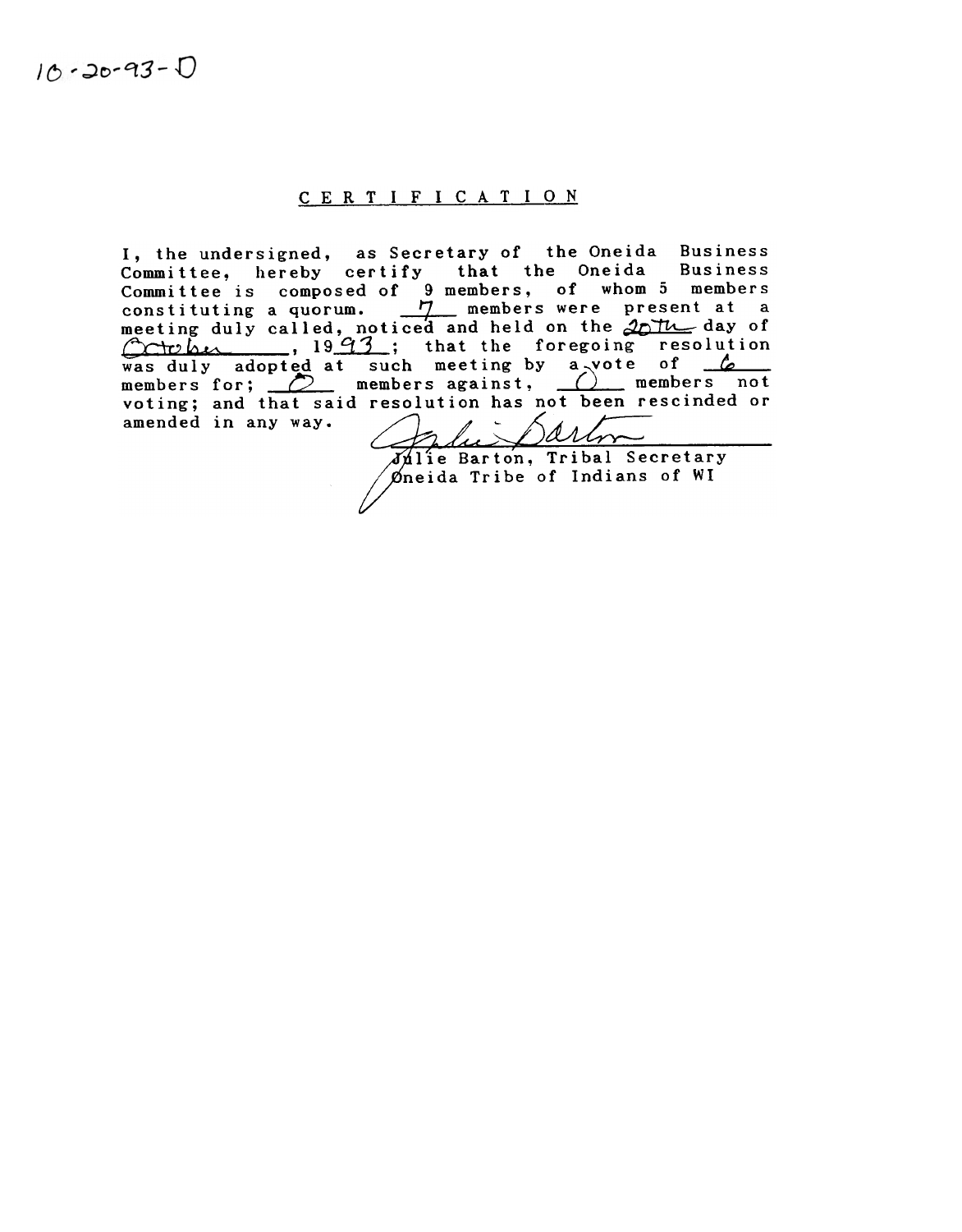10-20-93-D

## C E R T I F I C A T I O N

I, the undersigned, as Secretary of the Oneida Business Committee, hereby certify that the Oneida Business Committee is composed of 9 members, of whom 5 members constituting a quorum. 7 members were present at a meeting duly called, noticed and held on the 20th day of October, 1993; that the foregoing resolution was duly adopted at such meeting by a vote of 6 members for; 0 members against, 0 members not voting; and that said resolution has not been rescinded or amended in any way.

Julie Barton, Tribal Secretary
Oneida Tribe of Indians of WI